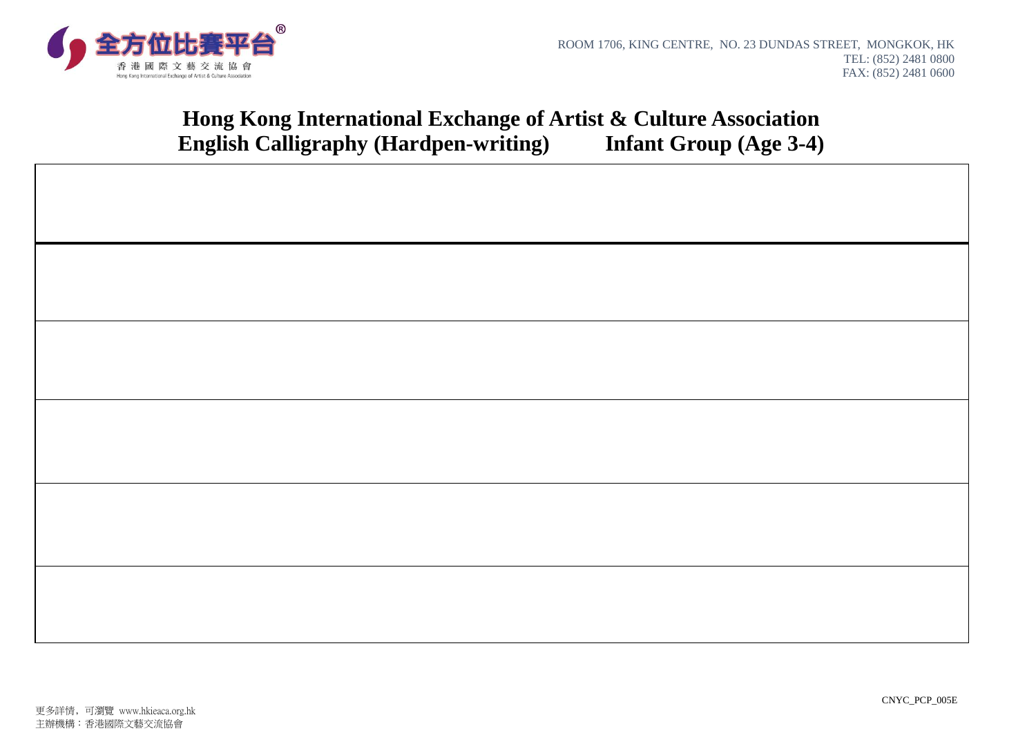全方位比賽平台®
香港國際文藝交流協會
Hong Kong International Exchange of Artist & Culture Association

ROOM 1706, KING CENTRE, NO. 23 DUNDAS STREET, MONGKOK, HK
TEL: (852) 2481 0800
FAX: (852) 2481 0600

# Hong Kong International Exchange of Artist & Culture Association
## English Calligraphy (Hardpen-writing) Infant Group (Age 3-4)

CNYC_PCP_005E

更多詳情，可瀏覽 www.hkieaca.org.hk
主辦機構：香港國際文藝交流協會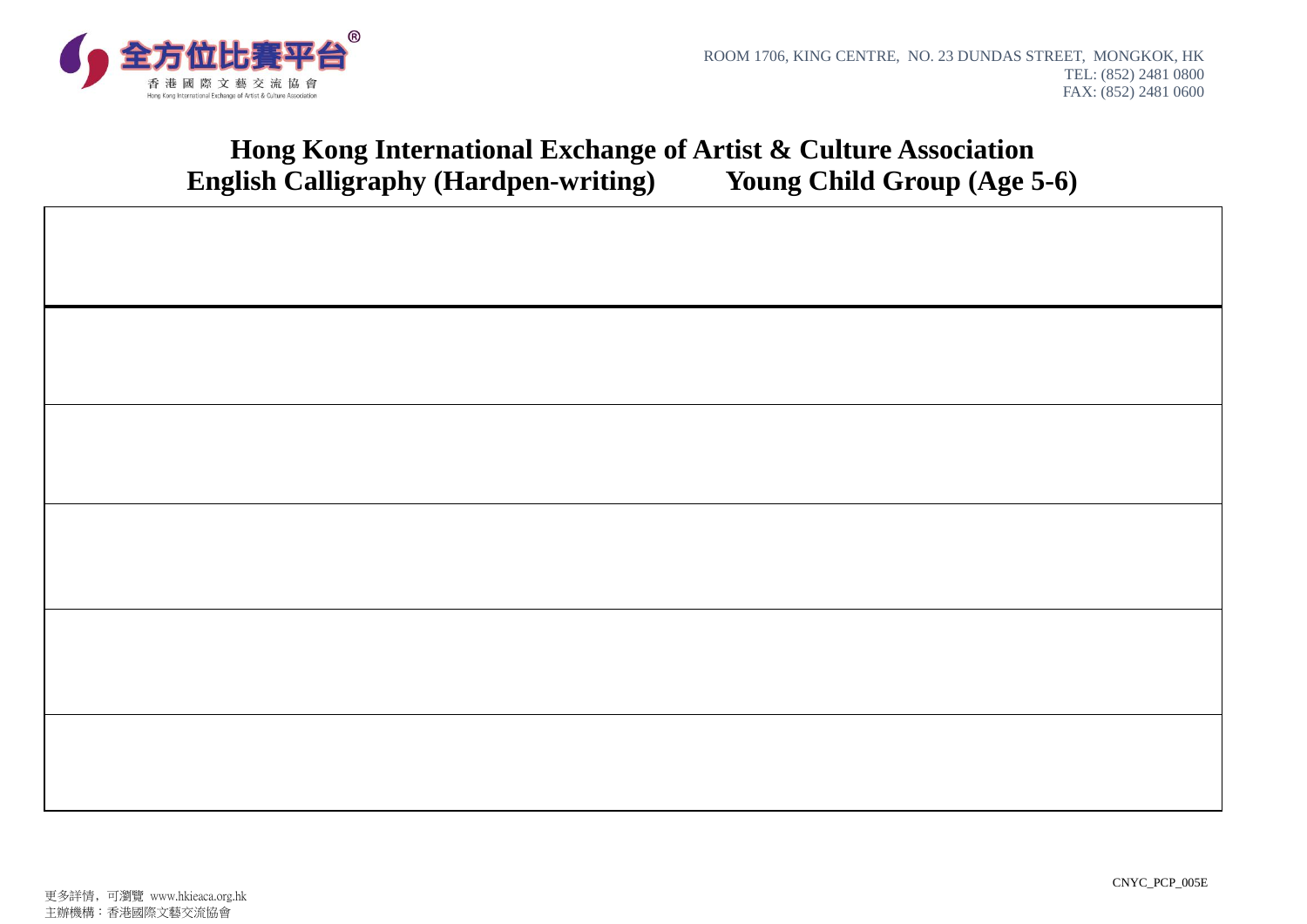全方位比賽平台®
香港國際文藝交流協會
Hong Kong International Exchange of Artist & Culture Association

ROOM 1706, KING CENTRE, NO. 23 DUNDAS STREET, MONGKOK, HK
TEL: (852) 2481 0800
FAX: (852) 2481 0600

# Hong Kong International Exchange of Artist & Culture Association

## English Calligraphy (Hardpen-writing) Young Child Group (Age 5-6)

| |
|---|
| |
| |
| |
| |
| |

CNYC_PCP_005E

更多詳情，可瀏覽 www.hkieaca.org.hk
主辦機構：香港國際文藝交流協會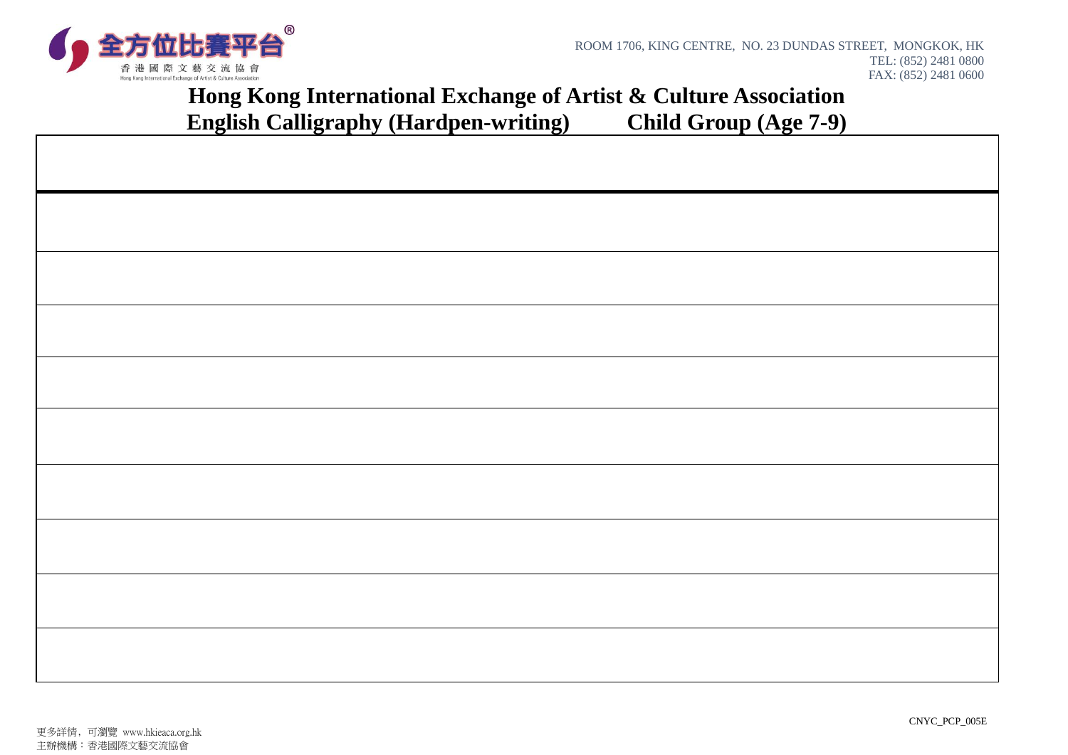全方位比賽平台®

香港國際文藝交流協會

Hong Kong International Exchange of Artist & Culture Association

ROOM 1706, KING CENTRE, NO. 23 DUNDAS STREET, MONGKOK, HK
TEL: (852) 2481 0800
FAX: (852) 2481 0600

# Hong Kong International Exchange of Artist & Culture Association

## English Calligraphy (Hardpen-writing) Child Group (Age 7-9)

| |
|---|
| |
| |
| |
| |
| |
| |
| |
| |
| |

CNYC_PCP_005E

更多詳情，可瀏覽 www.hkieaca.org.hk
主辦機構：香港國際文藝交流協會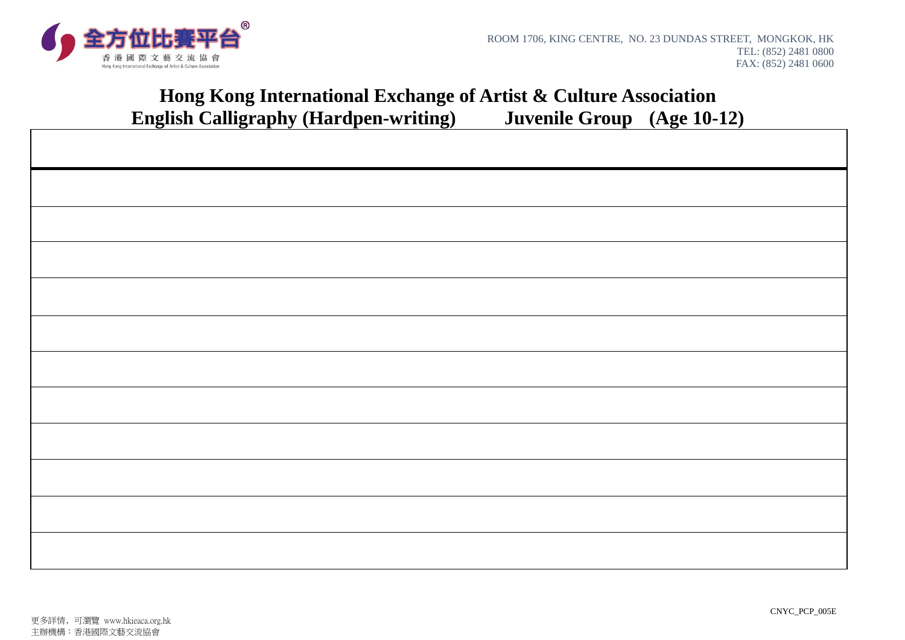全方位比賽平台®
香港國際文藝交流協會
Hong Kong International Exchange of Artist & Culture Association

ROOM 1706, KING CENTRE, NO. 23 DUNDAS STREET, MONGKOK, HK
TEL: (852) 2481 0800
FAX: (852) 2481 0600

# Hong Kong International Exchange of Artist & Culture Association

## English Calligraphy (Hardpen-writing) Juvenile Group (Age 10-12)

| |
|---|
| |
| |
| |
| |
| |
| |
| |
| |
| |
| |
| |

CNYC_PCP_005E

更多詳情，可瀏覽 www.hkieaca.org.hk
主辦機構：香港國際文藝交流協會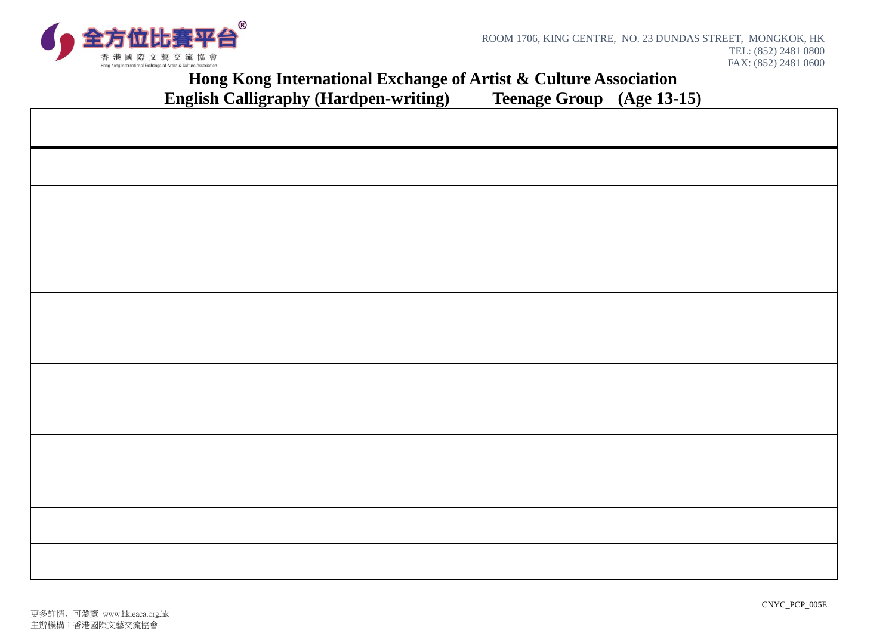全方位比賽平台®
香港國際文藝交流協會
Hong Kong International Exchange of Artist & Culture Association

ROOM 1706, KING CENTRE, NO. 23 DUNDAS STREET, MONGKOK, HK
TEL: (852) 2481 0800
FAX: (852) 2481 0600

# Hong Kong International Exchange of Artist & Culture Association

## English Calligraphy (Hardpen-writing) Teenage Group (Age 13-15)

| |
|---|
| |
| |
| |
| |
| |
| |
| |
| |
| |
| |
| |
| |

CNYC_PCP_005E

更多詳情，可瀏覽 www.hkieaca.org.hk
主辦機構：香港國際文藝交流協會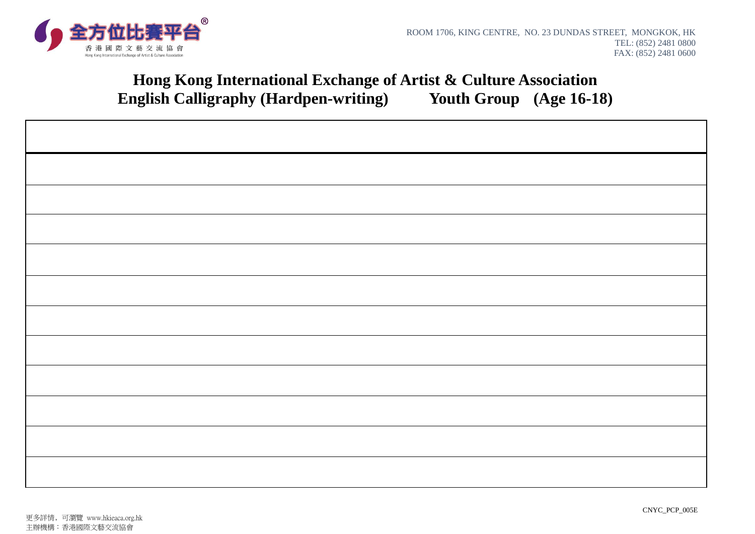全方位比賽平台®
香港國際文藝交流協會
Hong Kong International Exchange of Artist & Culture Association

ROOM 1706, KING CENTRE, NO. 23 DUNDAS STREET, MONGKOK, HK
TEL: (852) 2481 0800
FAX: (852) 2481 0600

# Hong Kong International Exchange of Artist & Culture Association
## English Calligraphy (Hardpen-writing) Youth Group (Age 16-18)

| |
|---|
| |
| |
| |
| |
| |
| |
| |
| |
| |
| |

CNYC_PCP_005E

更多詳情，可瀏覽 www.hkieaca.org.hk
主辦機構：香港國際文藝交流協會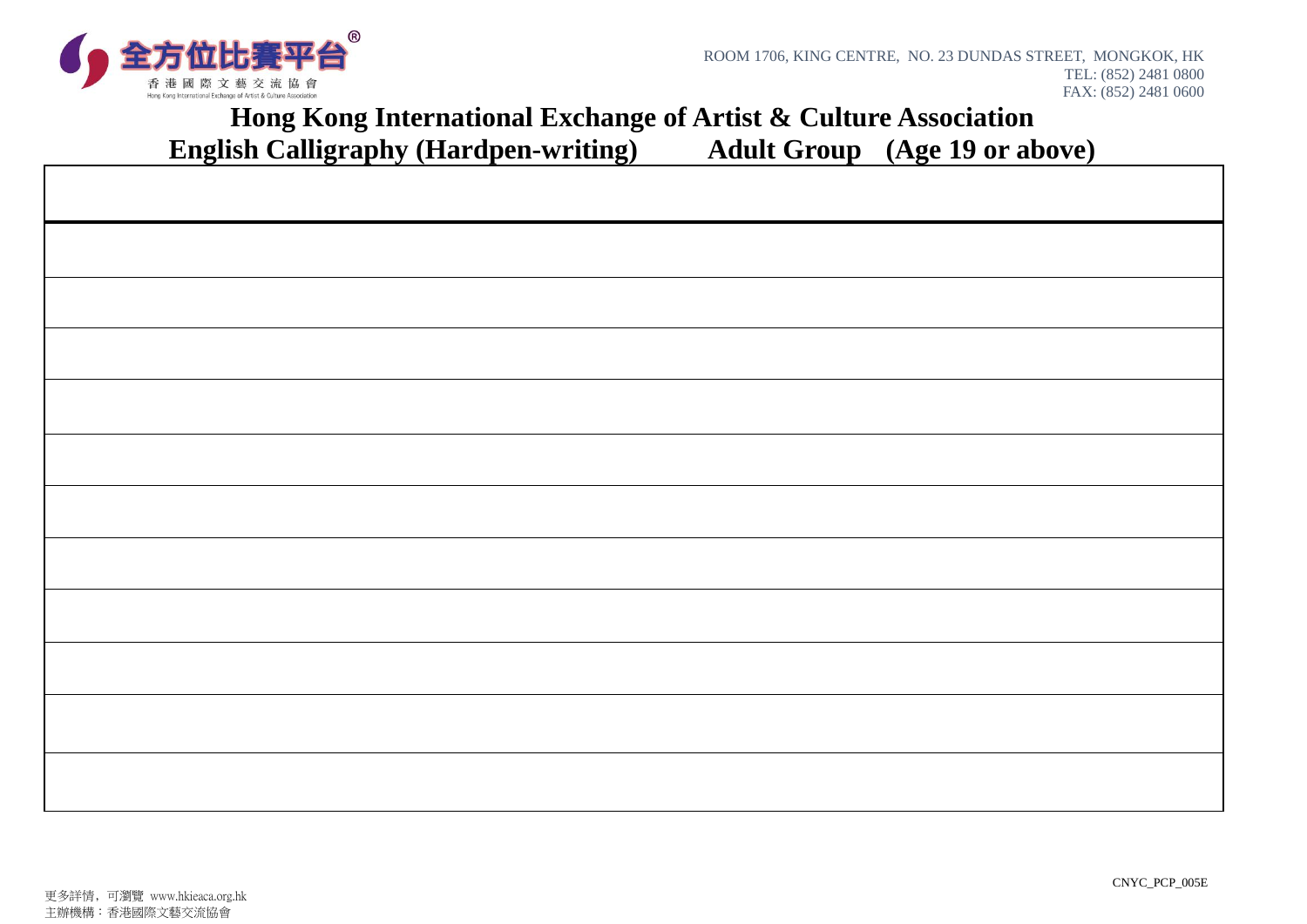全方位比賽平台®
香港國際文藝交流協會
Hong Kong International Exchange of Artist & Culture Association

ROOM 1706, KING CENTRE, NO. 23 DUNDAS STREET, MONGKOK, HK
TEL: (852) 2481 0800
FAX: (852) 2481 0600

# Hong Kong International Exchange of Artist & Culture Association

## English Calligraphy (Hardpen-writing)  Adult Group (Age 19 or above)

| |
|---|
| |
| |
| |
| |
| |
| |
| |
| |
| |
| |
| |

CNYC_PCP_005E

更多詳情，可瀏覽 www.hkieaca.org.hk
主辦機構：香港國際文藝交流協會